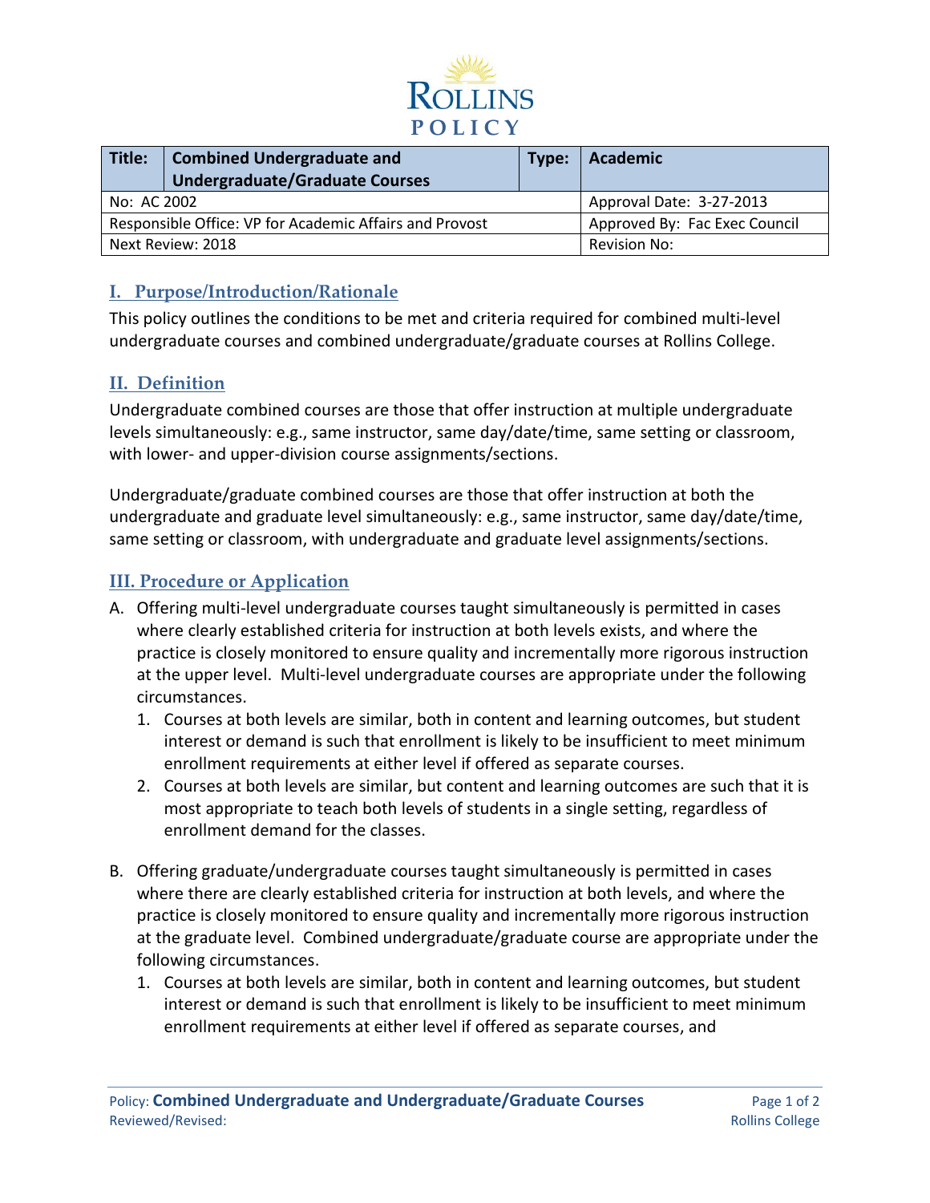ROLLINS POLICY

| Title: | Combined Undergraduate and Undergraduate/Graduate Courses | Type: | Academic |
|---|---|---|---|
| No: AC 2002 | | | Approval Date: 3-27-2013 |
| Responsible Office: VP for Academic Affairs and Provost | | | Approved By: Fac Exec Council |
| Next Review: 2018 | | | Revision No: |

## I. Purpose/Introduction/Rationale

This policy outlines the conditions to be met and criteria required for combined multi-level undergraduate courses and combined undergraduate/graduate courses at Rollins College.

## II. Definition

Undergraduate combined courses are those that offer instruction at multiple undergraduate levels simultaneously: e.g., same instructor, same day/date/time, same setting or classroom, with lower- and upper-division course assignments/sections.

Undergraduate/graduate combined courses are those that offer instruction at both the undergraduate and graduate level simultaneously: e.g., same instructor, same day/date/time, same setting or classroom, with undergraduate and graduate level assignments/sections.

## III. Procedure or Application

A. Offering multi-level undergraduate courses taught simultaneously is permitted in cases where clearly established criteria for instruction at both levels exists, and where the practice is closely monitored to ensure quality and incrementally more rigorous instruction at the upper level. Multi-level undergraduate courses are appropriate under the following circumstances.
   1. Courses at both levels are similar, both in content and learning outcomes, but student interest or demand is such that enrollment is likely to be insufficient to meet minimum enrollment requirements at either level if offered as separate courses.
   2. Courses at both levels are similar, but content and learning outcomes are such that it is most appropriate to teach both levels of students in a single setting, regardless of enrollment demand for the classes.

B. Offering graduate/undergraduate courses taught simultaneously is permitted in cases where there are clearly established criteria for instruction at both levels, and where the practice is closely monitored to ensure quality and incrementally more rigorous instruction at the graduate level. Combined undergraduate/graduate course are appropriate under the following circumstances.
   1. Courses at both levels are similar, both in content and learning outcomes, but student interest or demand is such that enrollment is likely to be insufficient to meet minimum enrollment requirements at either level if offered as separate courses, and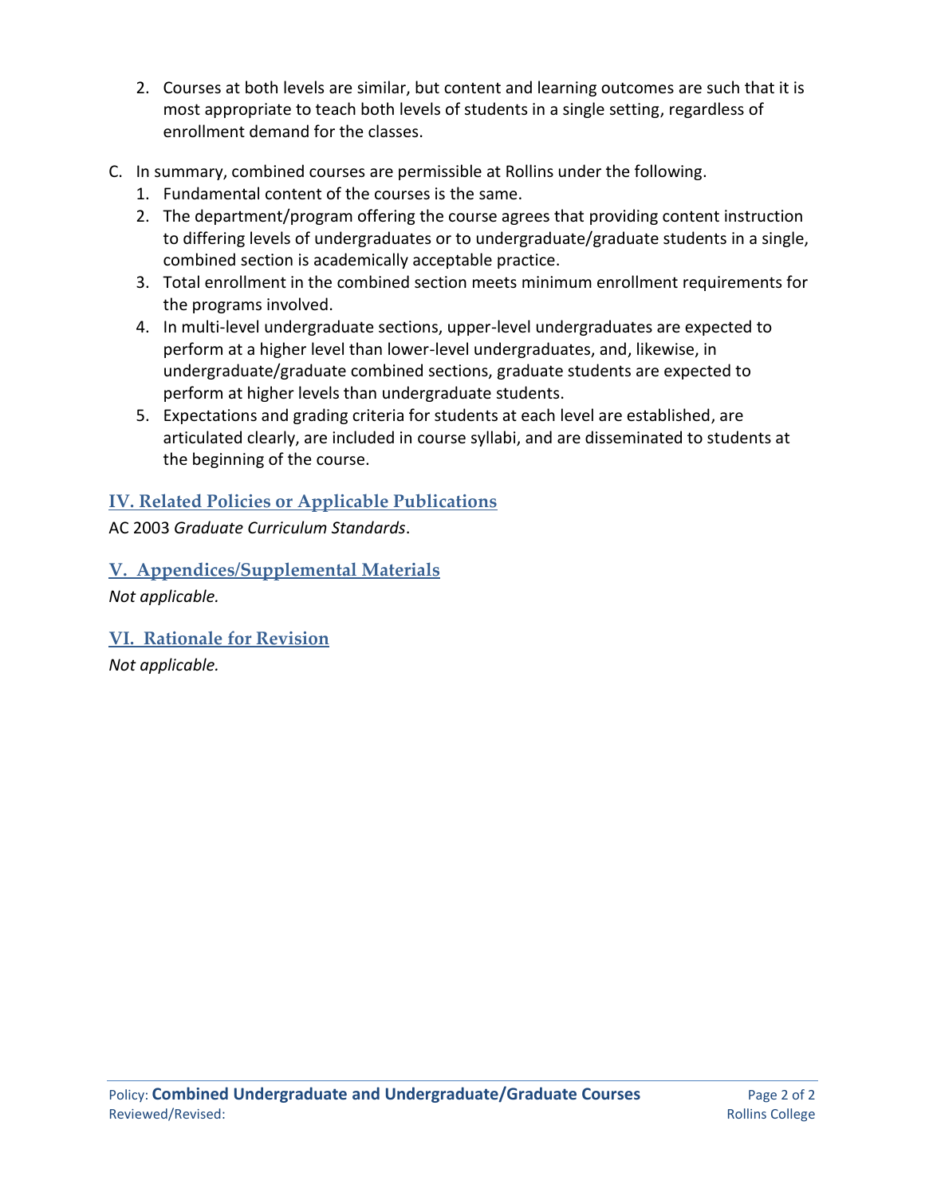2. Courses at both levels are similar, but content and learning outcomes are such that it is most appropriate to teach both levels of students in a single setting, regardless of enrollment demand for the classes.

C. In summary, combined courses are permissible at Rollins under the following.
   1. Fundamental content of the courses is the same.
   2. The department/program offering the course agrees that providing content instruction to differing levels of undergraduates or to undergraduate/graduate students in a single, combined section is academically acceptable practice.
   3. Total enrollment in the combined section meets minimum enrollment requirements for the programs involved.
   4. In multi-level undergraduate sections, upper-level undergraduates are expected to perform at a higher level than lower-level undergraduates, and, likewise, in undergraduate/graduate combined sections, graduate students are expected to perform at higher levels than undergraduate students.
   5. Expectations and grading criteria for students at each level are established, are articulated clearly, are included in course syllabi, and are disseminated to students at the beginning of the course.

## IV. Related Policies or Applicable Publications

AC 2003 *Graduate Curriculum Standards*.

## V. Appendices/Supplemental Materials

*Not applicable.*

## VI. Rationale for Revision

*Not applicable.*